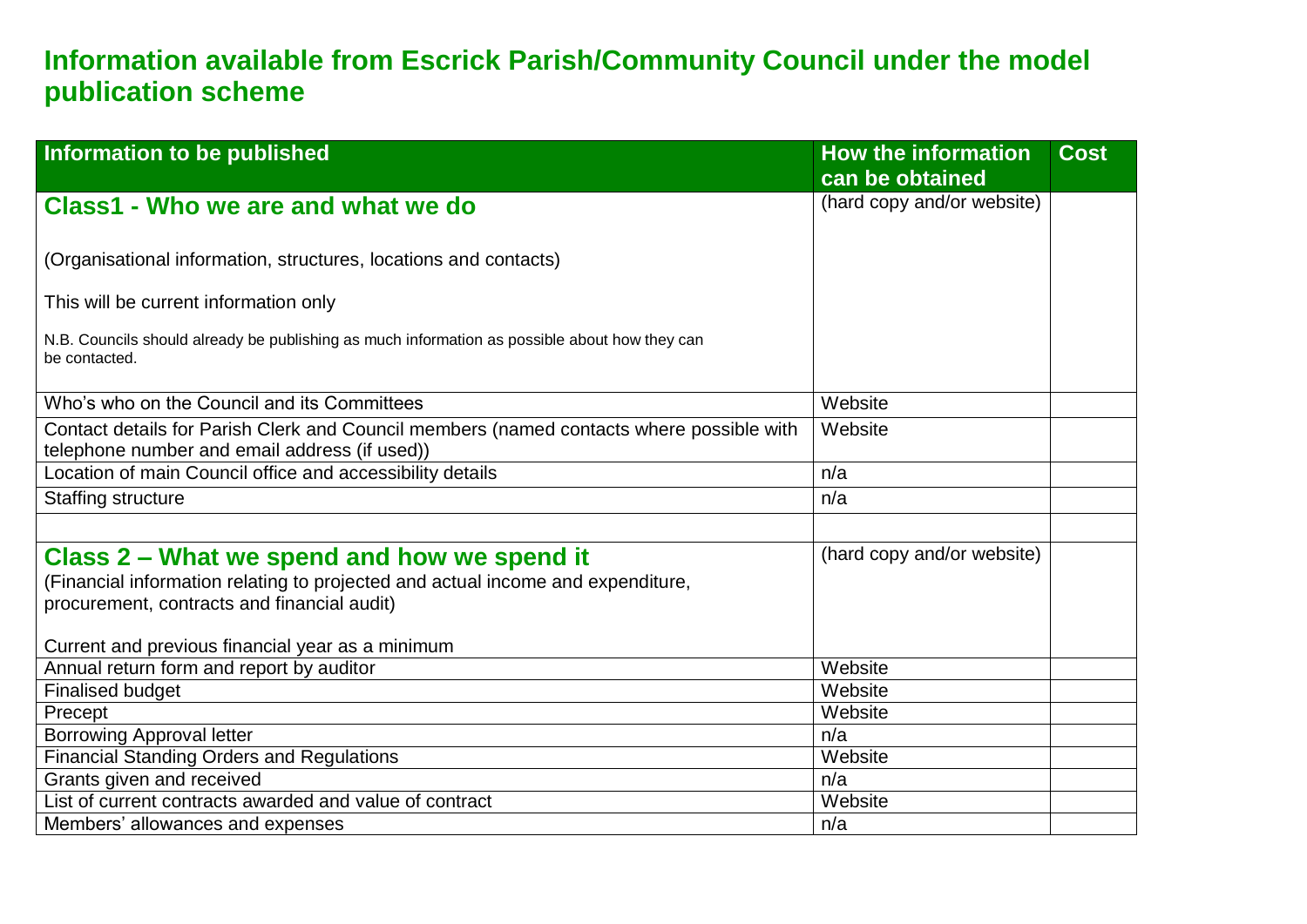# Information available from Escrick Parish/Community Council under the model publication scheme

| Information to be published | How the information can be obtained | Cost |
|---|---|---|
| **Class1 - Who we are and what we do**<br><br>(Organisational information, structures, locations and contacts)<br><br>This will be current information only<br><br>N.B. Councils should already be publishing as much information as possible about how they can be contacted. | (hard copy and/or website) | |
| Who's who on the Council and its Committees | Website | |
| Contact details for Parish Clerk and Council members (named contacts where possible with telephone number and email address (if used)) | Website | |
| Location of main Council office and accessibility details | n/a | |
| Staffing structure | n/a | |
| | | |
| **Class 2 – What we spend and how we spend it**<br>(Financial information relating to projected and actual income and expenditure, procurement, contracts and financial audit)<br><br>Current and previous financial year as a minimum | (hard copy and/or website) | |
| Annual return form and report by auditor | Website | |
| Finalised budget | Website | |
| Precept | Website | |
| Borrowing Approval letter | n/a | |
| Financial Standing Orders and Regulations | Website | |
| Grants given and received | n/a | |
| List of current contracts awarded and value of contract | Website | |
| Members' allowances and expenses | n/a | |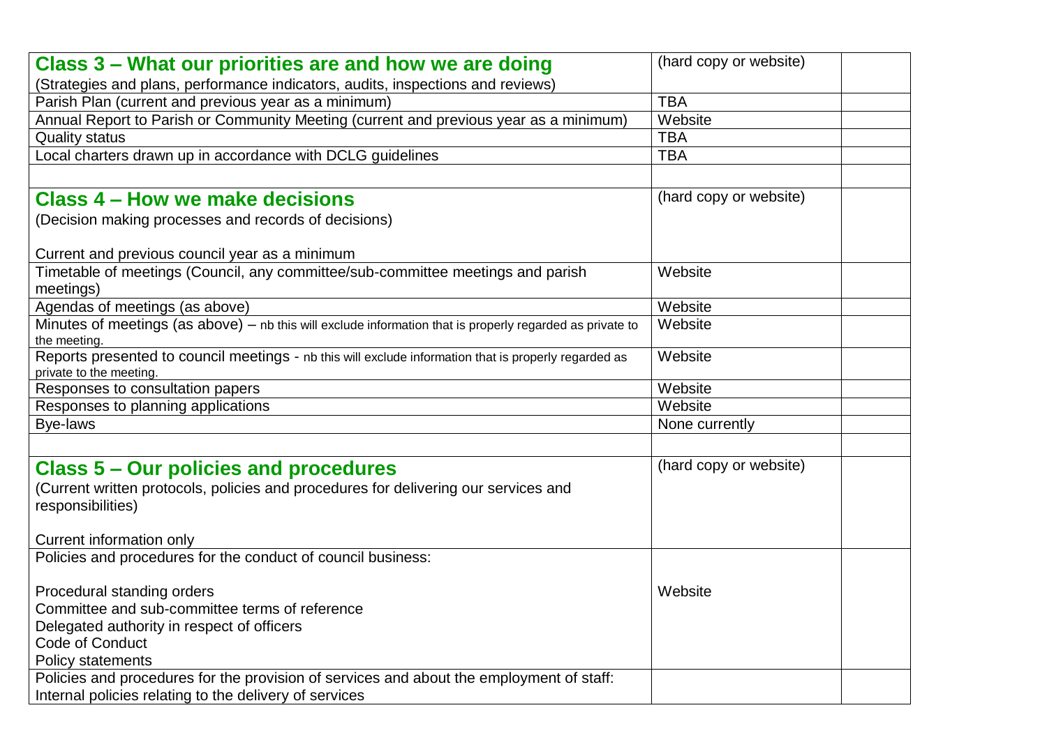| **Class 3 – What our priorities are and how we are doing**<br>(Strategies and plans, performance indicators, audits, inspections and reviews) | (hard copy or website) | |
| --- | --- | --- |
| Parish Plan (current and previous year as a minimum) | TBA | |
| Annual Report to Parish or Community Meeting (current and previous year as a minimum) | Website | |
| Quality status | TBA | |
| Local charters drawn up in accordance with DCLG guidelines | TBA | |
| | | |
| **Class 4 – How we make decisions**<br>(Decision making processes and records of decisions)<br><br>Current and previous council year as a minimum | (hard copy or website) | |
| Timetable of meetings (Council, any committee/sub-committee meetings and parish meetings) | Website | |
| Agendas of meetings (as above) | Website | |
| Minutes of meetings (as above) – nb this will exclude information that is properly regarded as private to the meeting. | Website | |
| Reports presented to council meetings - nb this will exclude information that is properly regarded as private to the meeting. | Website | |
| Responses to consultation papers | Website | |
| Responses to planning applications | Website | |
| Bye-laws | None currently | |
| | | |
| **Class 5 – Our policies and procedures**<br>(Current written protocols, policies and procedures for delivering our services and responsibilities)<br><br>Current information only | (hard copy or website) | |
| Policies and procedures for the conduct of council business:<br><br>Procedural standing orders<br>Committee and sub-committee terms of reference<br>Delegated authority in respect of officers<br>Code of Conduct<br>Policy statements | Website | |
| Policies and procedures for the provision of services and about the employment of staff:<br>Internal policies relating to the delivery of services | | |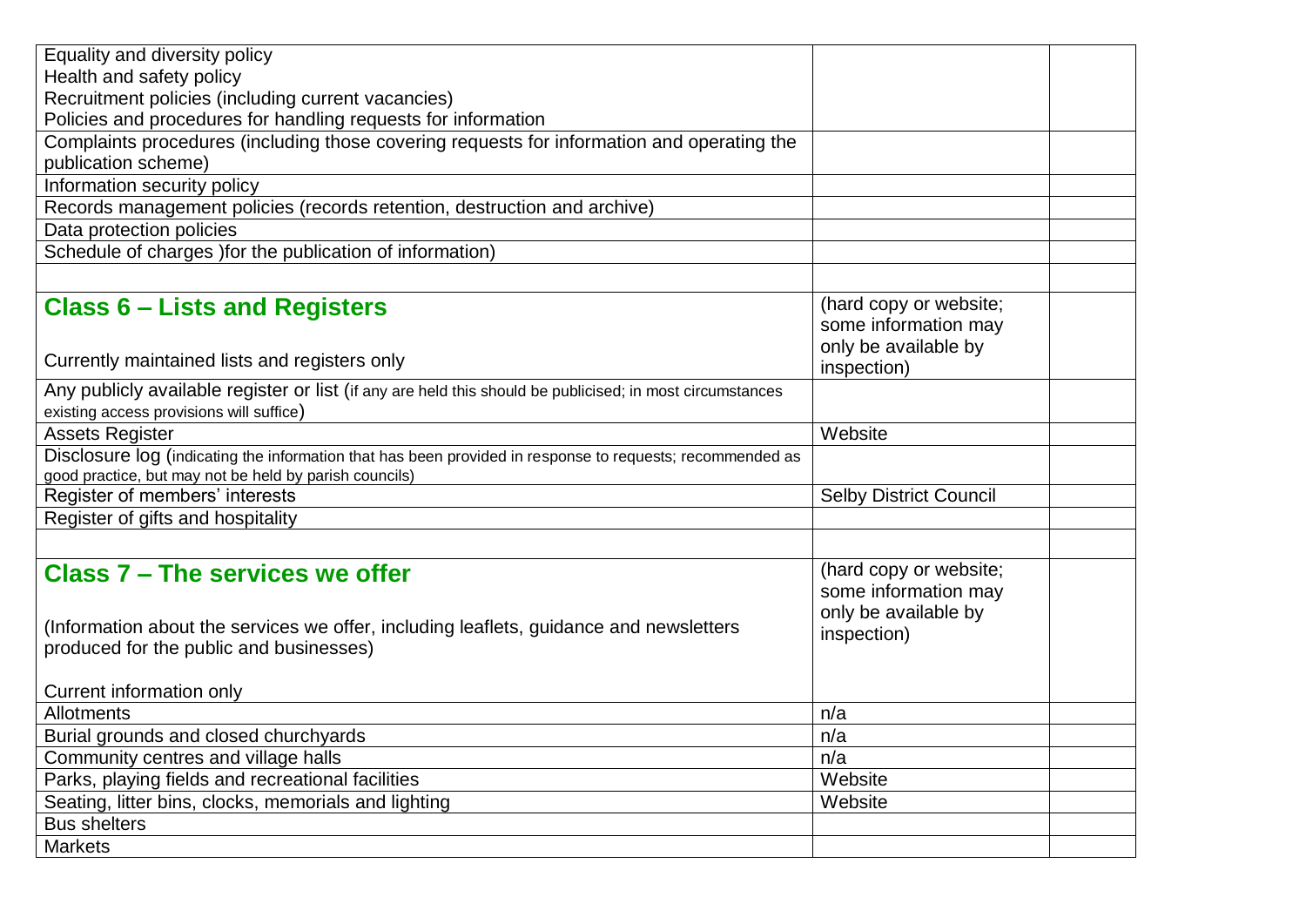| | | |
|---|---|---|
| Equality and diversity policy<br>Health and safety policy<br>Recruitment policies (including current vacancies)<br>Policies and procedures for handling requests for information | | |
| Complaints procedures (including those covering requests for information and operating the publication scheme) | | |
| Information security policy | | |
| Records management policies (records retention, destruction and archive) | | |
| Data protection policies | | |
| Schedule of charges )for the publication of information) | | |
| | | |
| **Class 6 – Lists and Registers**<br><br>Currently maintained lists and registers only | (hard copy or website; some information may only be available by inspection) | |
| Any publicly available register or list (if any are held this should be publicised; in most circumstances existing access provisions will suffice) | | |
| Assets Register | Website | |
| Disclosure log (indicating the information that has been provided in response to requests; recommended as good practice, but may not be held by parish councils) | | |
| Register of members' interests | Selby District Council | |
| Register of gifts and hospitality | | |
| | | |
| **Class 7 – The services we offer**<br><br>(Information about the services we offer, including leaflets, guidance and newsletters produced for the public and businesses)<br><br>Current information only | (hard copy or website; some information may only be available by inspection) | |
| Allotments | n/a | |
| Burial grounds and closed churchyards | n/a | |
| Community centres and village halls | n/a | |
| Parks, playing fields and recreational facilities | Website | |
| Seating, litter bins, clocks, memorials and lighting | Website | |
| Bus shelters | | |
| Markets | | |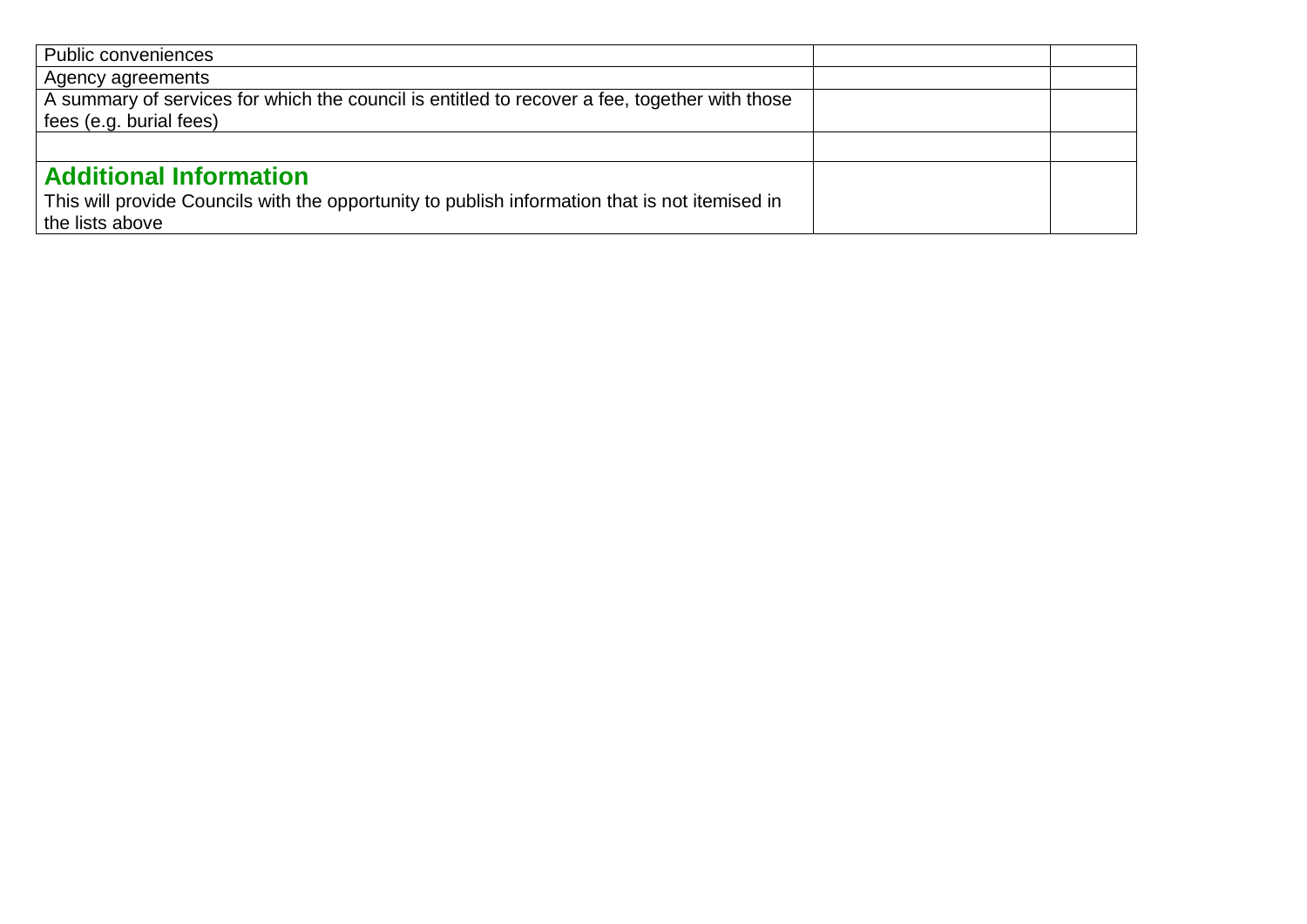| | | |
|---|---|---|
| Public conveniences | | |
| Agency agreements | | |
| A summary of services for which the council is entitled to recover a fee, together with those fees (e.g. burial fees) | | |
| | | |
| **Additional Information**<br>This will provide Councils with the opportunity to publish information that is not itemised in the lists above | | |